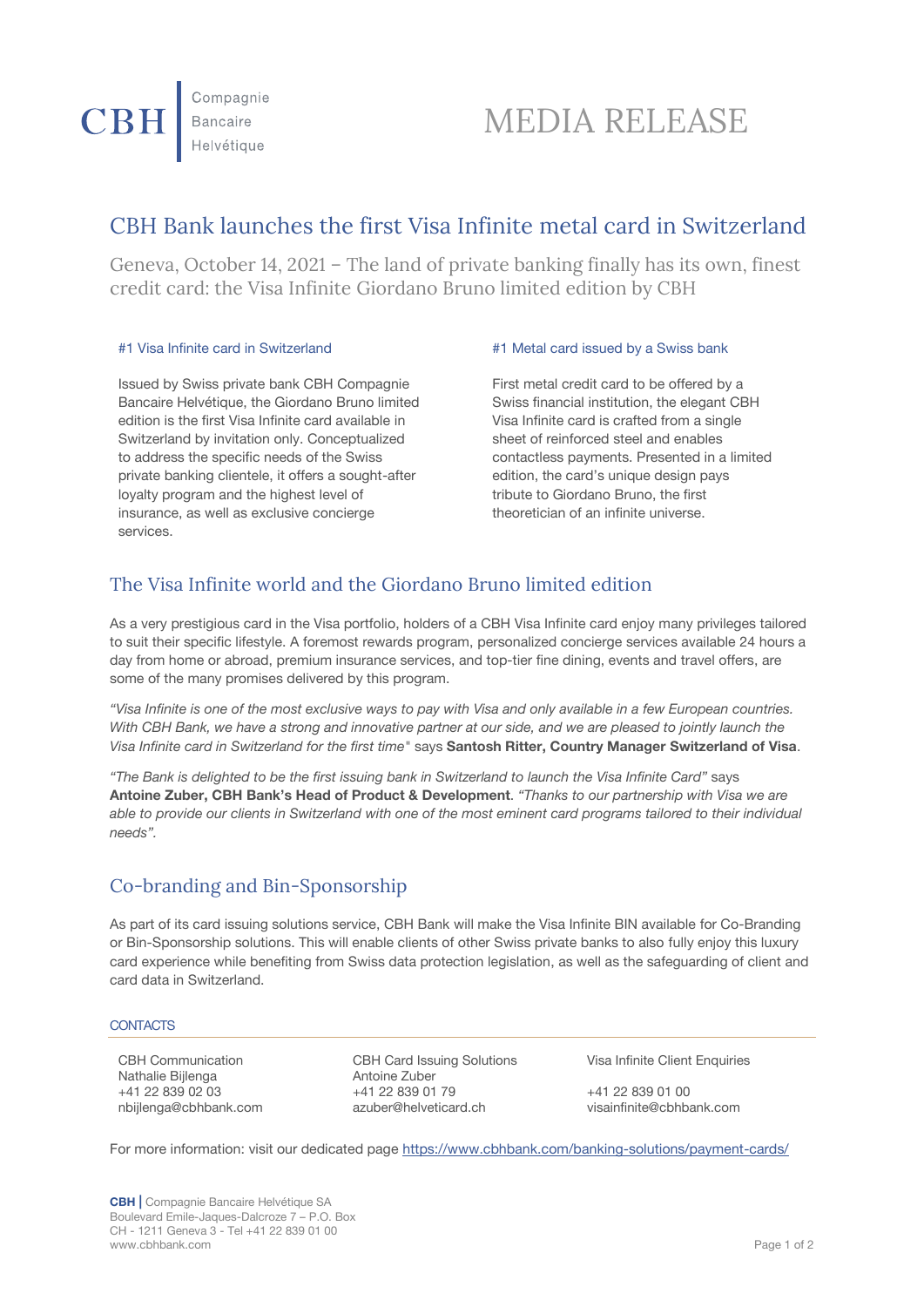CBH | Compagnie Bancaire Helvétique

# MEDIA RELEASE

## CBH Bank launches the first Visa Infinite metal card in Switzerland

Geneva, October 14, 2021 – The land of private banking finally has its own, finest credit card: the Visa Infinite Giordano Bruno limited edition by CBH

#### #1 Visa Infinite card in Switzerland

Issued by Swiss private bank CBH Compagnie Bancaire Helvétique, the Giordano Bruno limited edition is the first Visa Infinite card available in Switzerland by invitation only. Conceptualized to address the specific needs of the Swiss private banking clientele, it offers a sought-after loyalty program and the highest level of insurance, as well as exclusive concierge services.

#### #1 Metal card issued by a Swiss bank

First metal credit card to be offered by a Swiss financial institution, the elegant CBH Visa Infinite card is crafted from a single sheet of reinforced steel and enables contactless payments. Presented in a limited edition, the card's unique design pays tribute to Giordano Bruno, the first theoretician of an infinite universe.

## The Visa Infinite world and the Giordano Bruno limited edition

As a very prestigious card in the Visa portfolio, holders of a CBH Visa Infinite card enjoy many privileges tailored to suit their specific lifestyle. A foremost rewards program, personalized concierge services available 24 hours a day from home or abroad, premium insurance services, and top-tier fine dining, events and travel offers, are some of the many promises delivered by this program.

*"Visa Infinite is one of the most exclusive ways to pay with Visa and only available in a few European countries. With CBH Bank, we have a strong and innovative partner at our side, and we are pleased to jointly launch the Visa Infinite card in Switzerland for the first time"* says **Santosh Ritter, Country Manager Switzerland of Visa**.

*"The Bank is delighted to be the first issuing bank in Switzerland to launch the Visa Infinite Card"* says **Antoine Zuber, CBH Bank's Head of Product & Development**. *"Thanks to our partnership with Visa we are able to provide our clients in Switzerland with one of the most eminent card programs tailored to their individual needs".*

## Co-branding and Bin-Sponsorship

As part of its card issuing solutions service, CBH Bank will make the Visa Infinite BIN available for Co-Branding or Bin-Sponsorship solutions. This will enable clients of other Swiss private banks to also fully enjoy this luxury card experience while benefiting from Swiss data protection legislation, as well as the safeguarding of client and card data in Switzerland.

#### CONTACTS

CBH Communication
Nathalie Bijlenga
+41 22 839 02 03
nbijlenga@cbhbank.com

CBH Card Issuing Solutions
Antoine Zuber
+41 22 839 01 79
azuber@helveticard.ch

Visa Infinite Client Enquiries
+41 22 839 01 00
visainfinite@cbhbank.com

For more information: visit our dedicated page https://www.cbhbank.com/banking-solutions/payment-cards/

**CBH** | Compagnie Bancaire Helvétique SA
Boulevard Emile-Jaques-Dalcroze 7 – P.O. Box
CH - 1211 Geneva 3 - Tel +41 22 839 01 00
www.cbhbank.com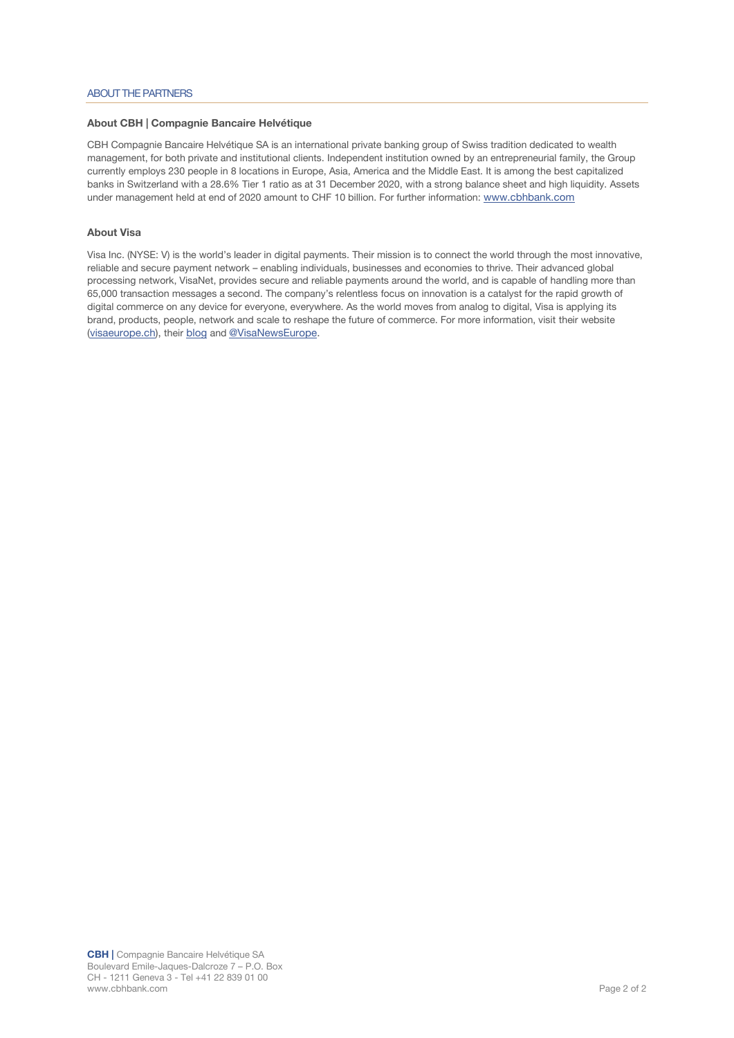## ABOUT THE PARTNERS

### About CBH | Compagnie Bancaire Helvétique

CBH Compagnie Bancaire Helvétique SA is an international private banking group of Swiss tradition dedicated to wealth management, for both private and institutional clients. Independent institution owned by an entrepreneurial family, the Group currently employs 230 people in 8 locations in Europe, Asia, America and the Middle East. It is among the best capitalized banks in Switzerland with a 28.6% Tier 1 ratio as at 31 December 2020, with a strong balance sheet and high liquidity. Assets under management held at end of 2020 amount to CHF 10 billion. For further information: www.cbhbank.com

### About Visa

Visa Inc. (NYSE: V) is the world's leader in digital payments. Their mission is to connect the world through the most innovative, reliable and secure payment network – enabling individuals, businesses and economies to thrive. Their advanced global processing network, VisaNet, provides secure and reliable payments around the world, and is capable of handling more than 65,000 transaction messages a second. The company's relentless focus on innovation is a catalyst for the rapid growth of digital commerce on any device for everyone, everywhere. As the world moves from analog to digital, Visa is applying its brand, products, people, network and scale to reshape the future of commerce. For more information, visit their website (visaeurope.ch), their blog and @VisaNewsEurope.

**CBH |** Compagnie Bancaire Helvétique SA
Boulevard Emile-Jaques-Dalcroze 7 – P.O. Box
CH - 1211 Geneva 3 - Tel +41 22 839 01 00
www.cbhbank.com